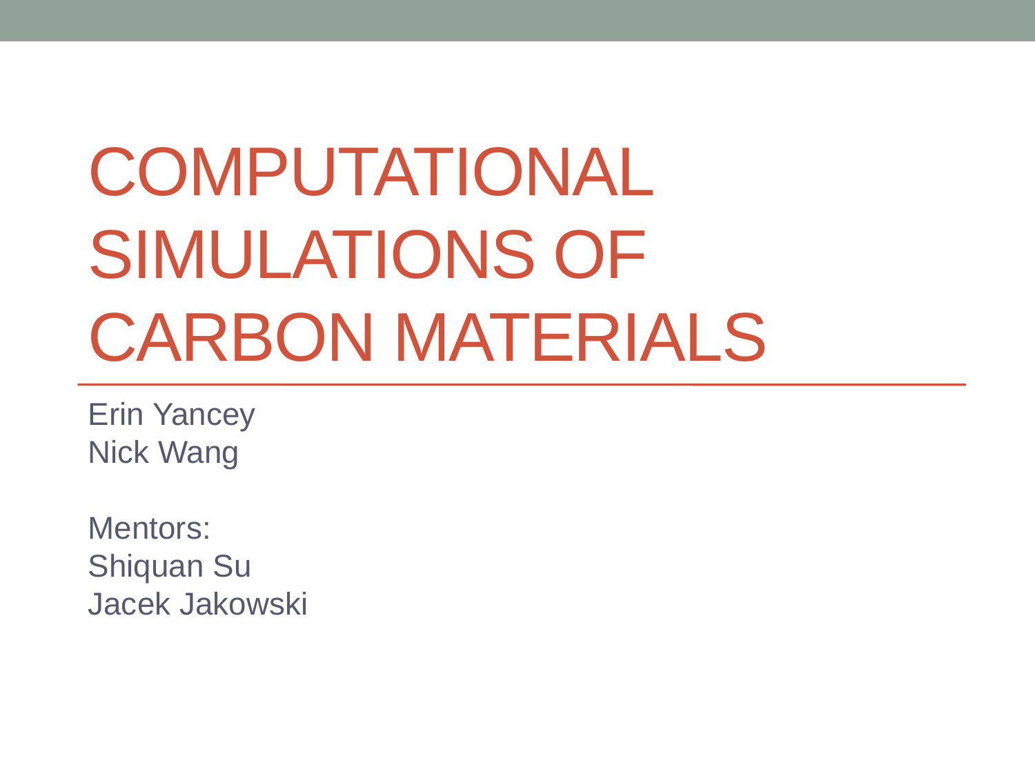# COMPUTATIONAL SIMULATIONS OF CARBON MATERIALS

Erin Yancey
Nick Wang

Mentors:
Shiquan Su
Jacek Jakowski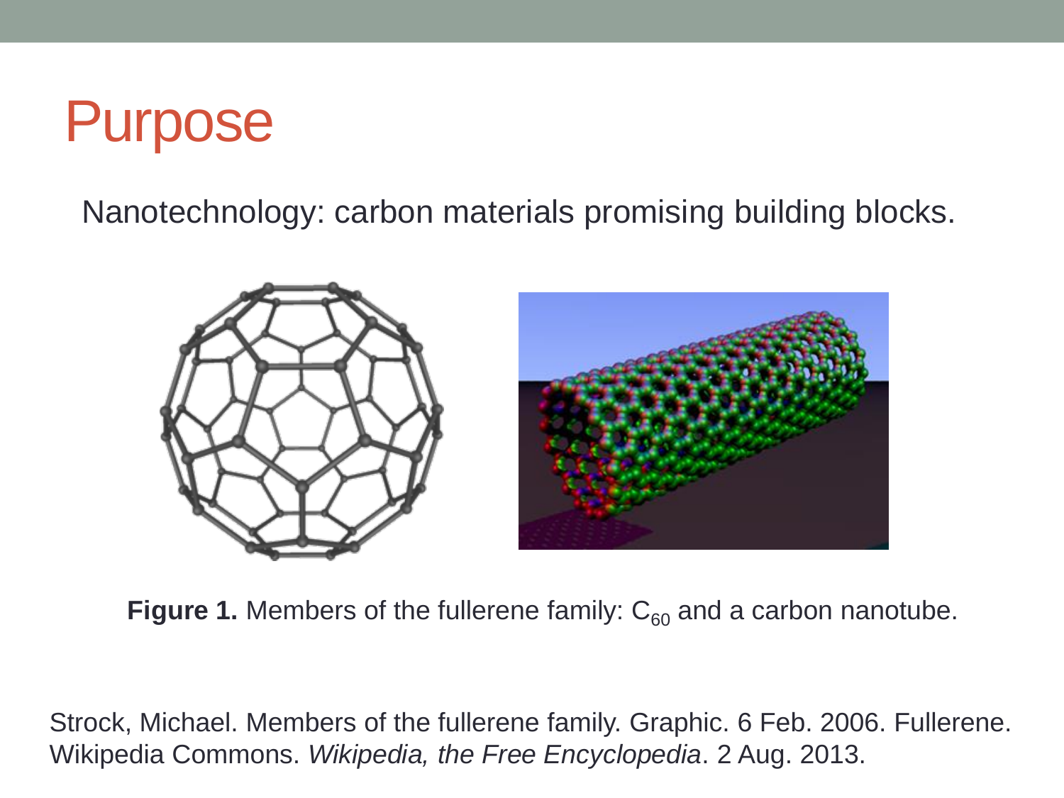# Purpose

Nanotechnology: carbon materials promising building blocks.

**Figure 1.** Members of the fullerene family: $C_{60}$ and a carbon nanotube.

Strock, Michael. Members of the fullerene family. Graphic. 6 Feb. 2006. Fullerene. Wikipedia Commons. *Wikipedia, the Free Encyclopedia*. 2 Aug. 2013.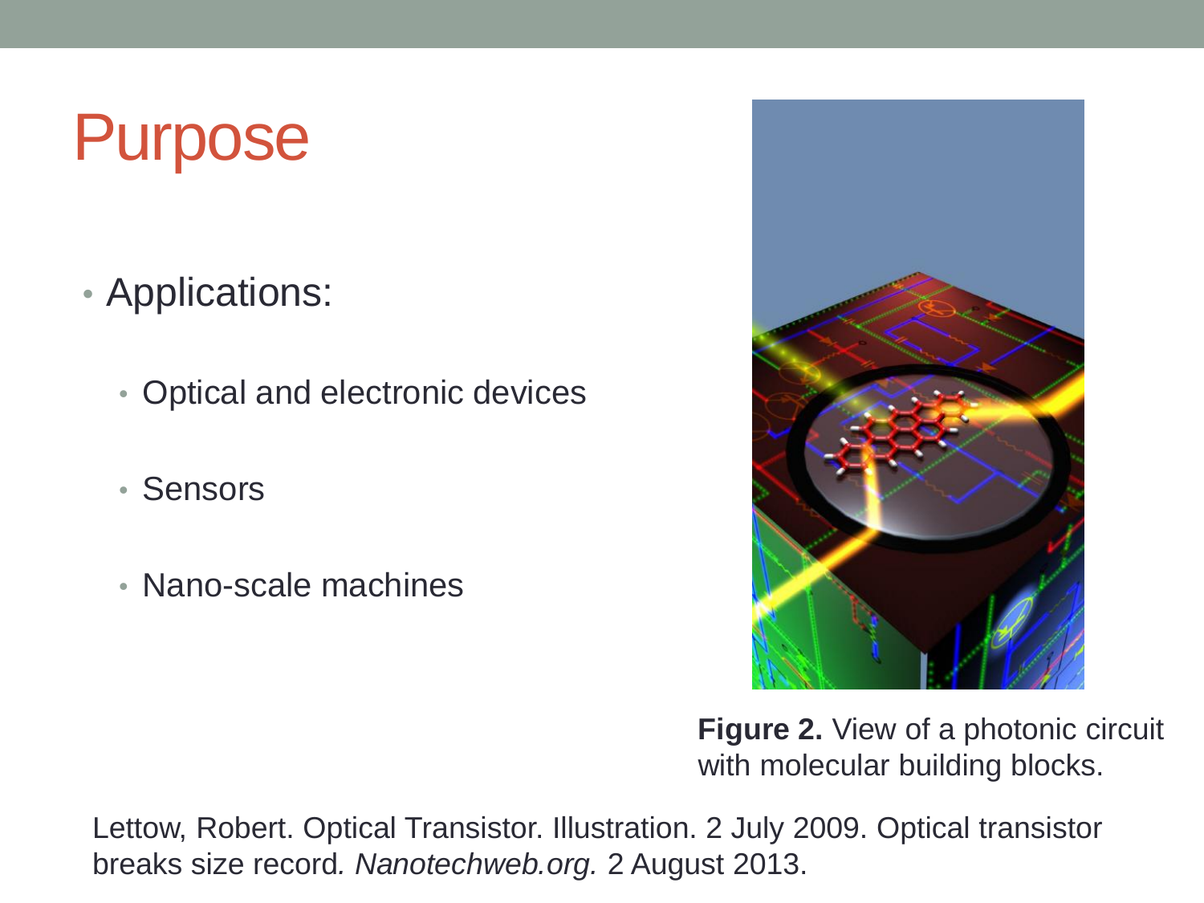# Purpose

- Applications:
  - Optical and electronic devices
  - Sensors
  - Nano-scale machines

**Figure 2.** View of a photonic circuit with molecular building blocks.

Lettow, Robert. Optical Transistor. Illustration. 2 July 2009. Optical transistor breaks size record. *Nanotechweb.org.* 2 August 2013.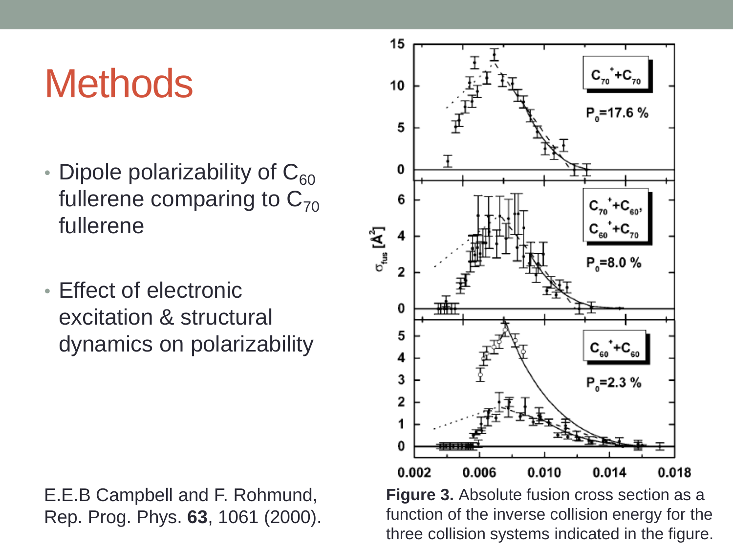# Methods

- Dipole polarizability of $C_{60}$ fullerene comparing to $C_{70}$ fullerene
- Effect of electronic excitation & structural dynamics on polarizability

E.E.B Campbell and F. Rohmund, Rep. Prog. Phys. **63**, 1061 (2000).

**Figure 3.** Absolute fusion cross section as a function of the inverse collision energy for the three collision systems indicated in the figure.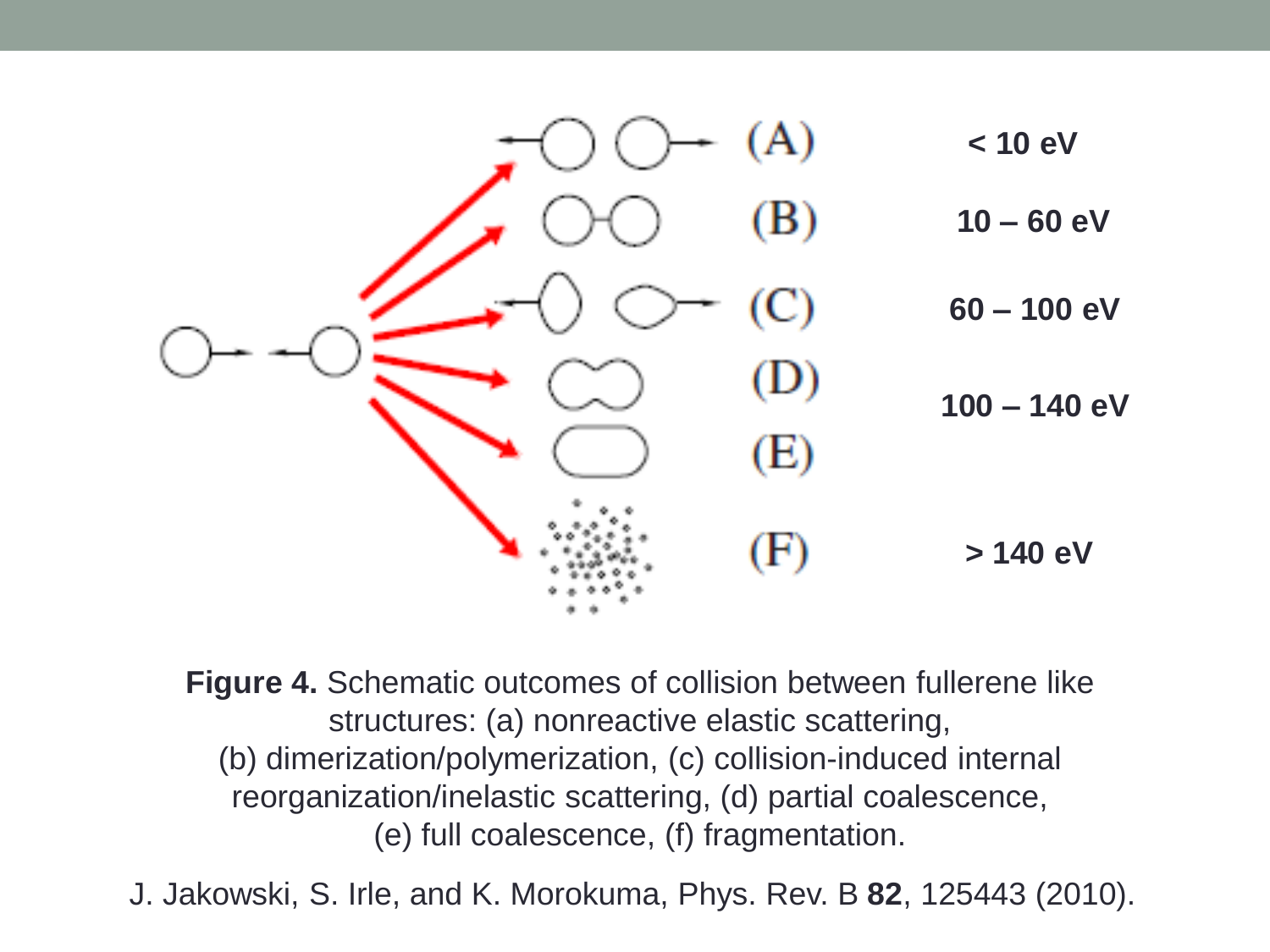(A) < 10 eV

(B) 10 – 60 eV

(C) 60 – 100 eV

(D) 100 – 140 eV

(E)

(F) > 140 eV

**Figure 4.** Schematic outcomes of collision between fullerene like structures: (a) nonreactive elastic scattering, (b) dimerization/polymerization, (c) collision-induced internal reorganization/inelastic scattering, (d) partial coalescence, (e) full coalescence, (f) fragmentation.

J. Jakowski, S. Irle, and K. Morokuma, Phys. Rev. B **82**, 125443 (2010).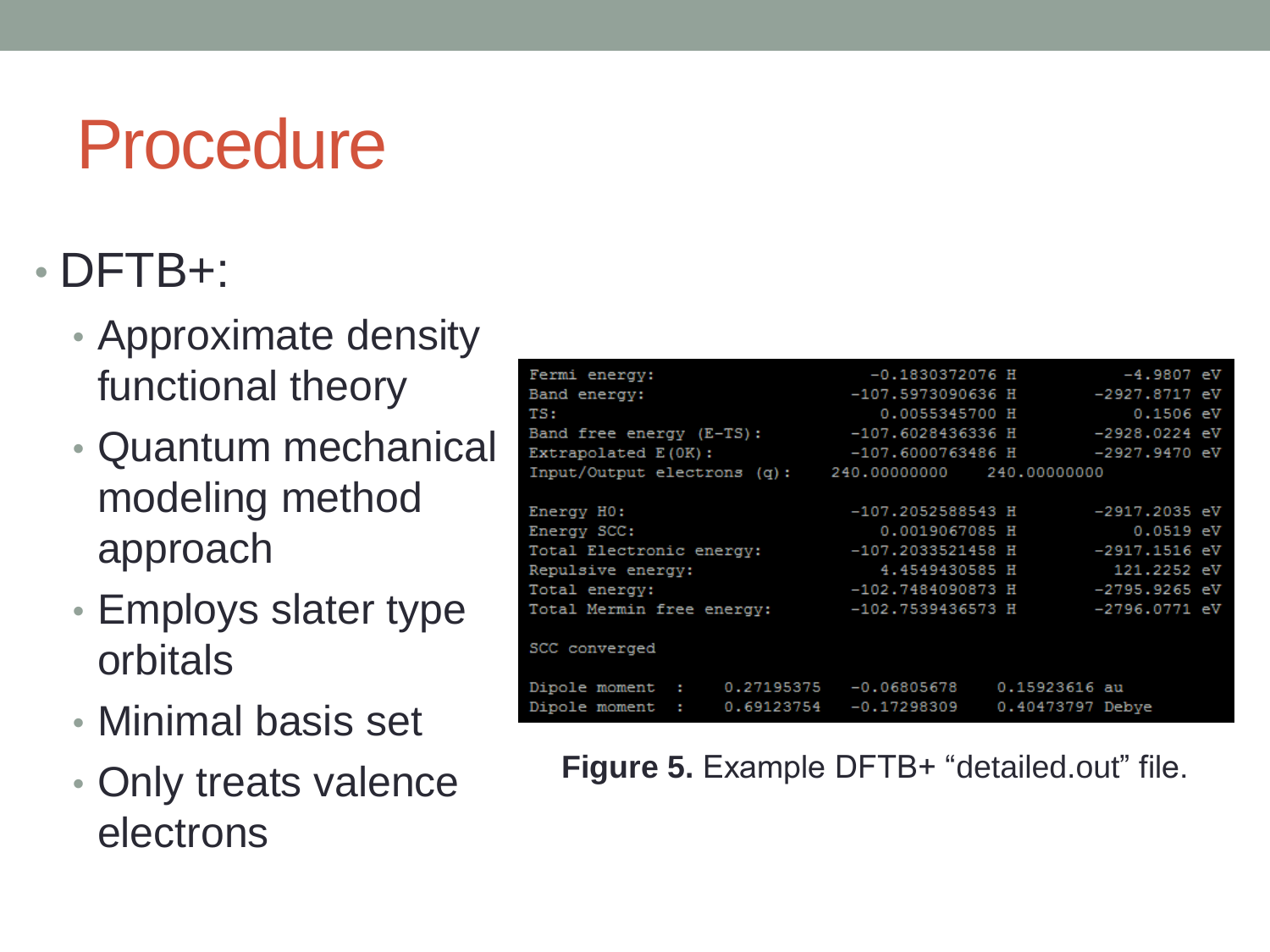# Procedure

- DFTB+:
  - Approximate density functional theory
  - Quantum mechanical modeling method approach
  - Employs slater type orbitals
  - Minimal basis set
  - Only treats valence electrons

```
Fermi energy:                    -0.1830372076 H          -4.9807 eV
Band energy:                   -107.5973090636 H       -2927.8717 eV
TS:                               0.0055345700 H           0.1506 eV
Band free energy (E-TS):       -107.6028436336 H       -2928.0224 eV
Extrapolated E(0K):            -107.6000763486 H       -2927.9470 eV
Input/Output electrons (q):    240.00000000     240.00000000

Energy H0:                     -107.2052588543 H       -2917.2035 eV
Energy SCC:                       0.0019067085 H           0.0519 eV
Total Electronic energy:       -107.2033521458 H       -2917.1516 eV
Repulsive energy:                 4.4549430585 H         121.2252 eV
Total energy:                  -102.7484090873 H       -2795.9265 eV
Total Mermin free energy:      -102.7539436573 H       -2796.0771 eV

SCC converged

Dipole moment  :    0.27195375    -0.06805678    0.15923616 au
Dipole moment  :    0.69123754    -0.17298309    0.40473797 Debye
```

**Figure 5.** Example DFTB+ “detailed.out” file.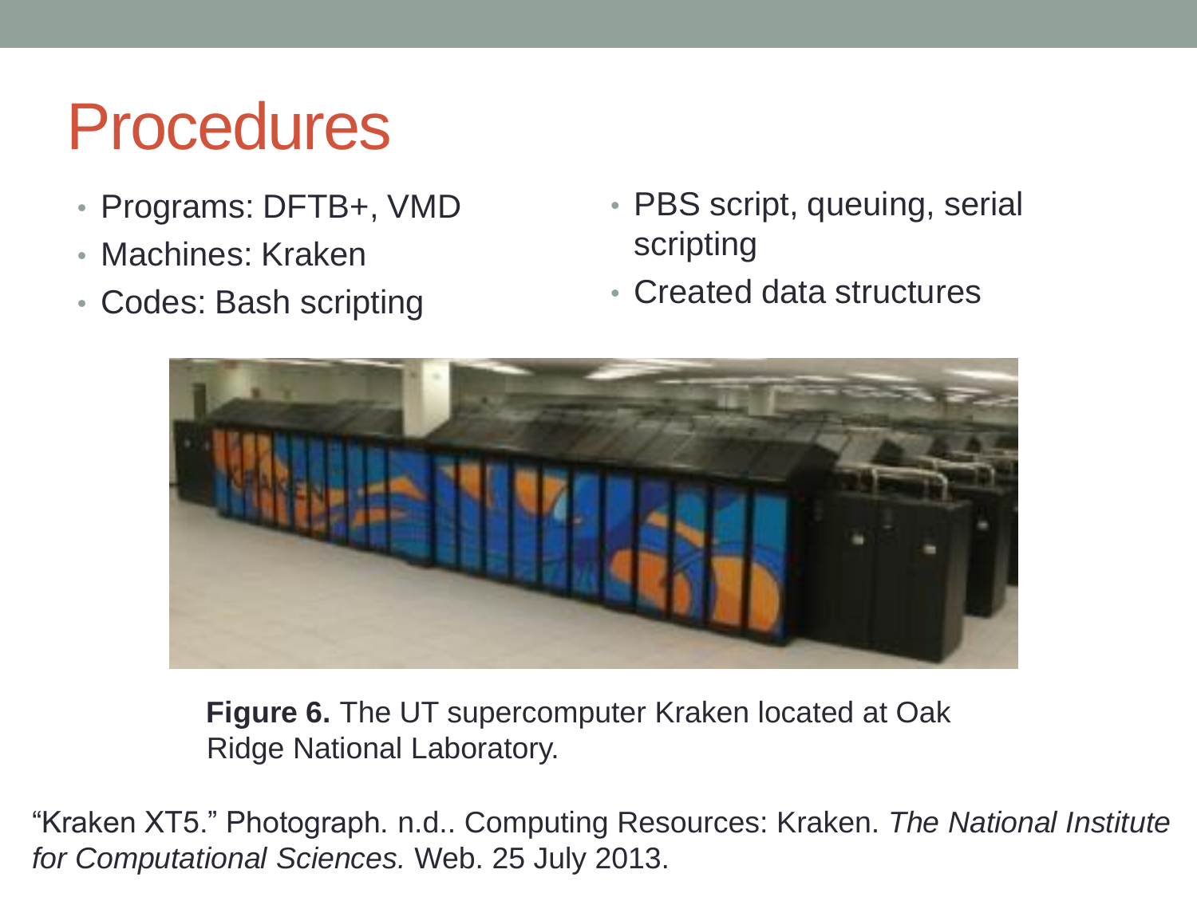# Procedures

- Programs: DFTB+, VMD
- Machines: Kraken
- Codes: Bash scripting
- PBS script, queuing, serial scripting
- Created data structures

**Figure 6.** The UT supercomputer Kraken located at Oak Ridge National Laboratory.

"Kraken XT5." Photograph. n.d.. Computing Resources: Kraken. *The National Institute for Computational Sciences.* Web. 25 July 2013.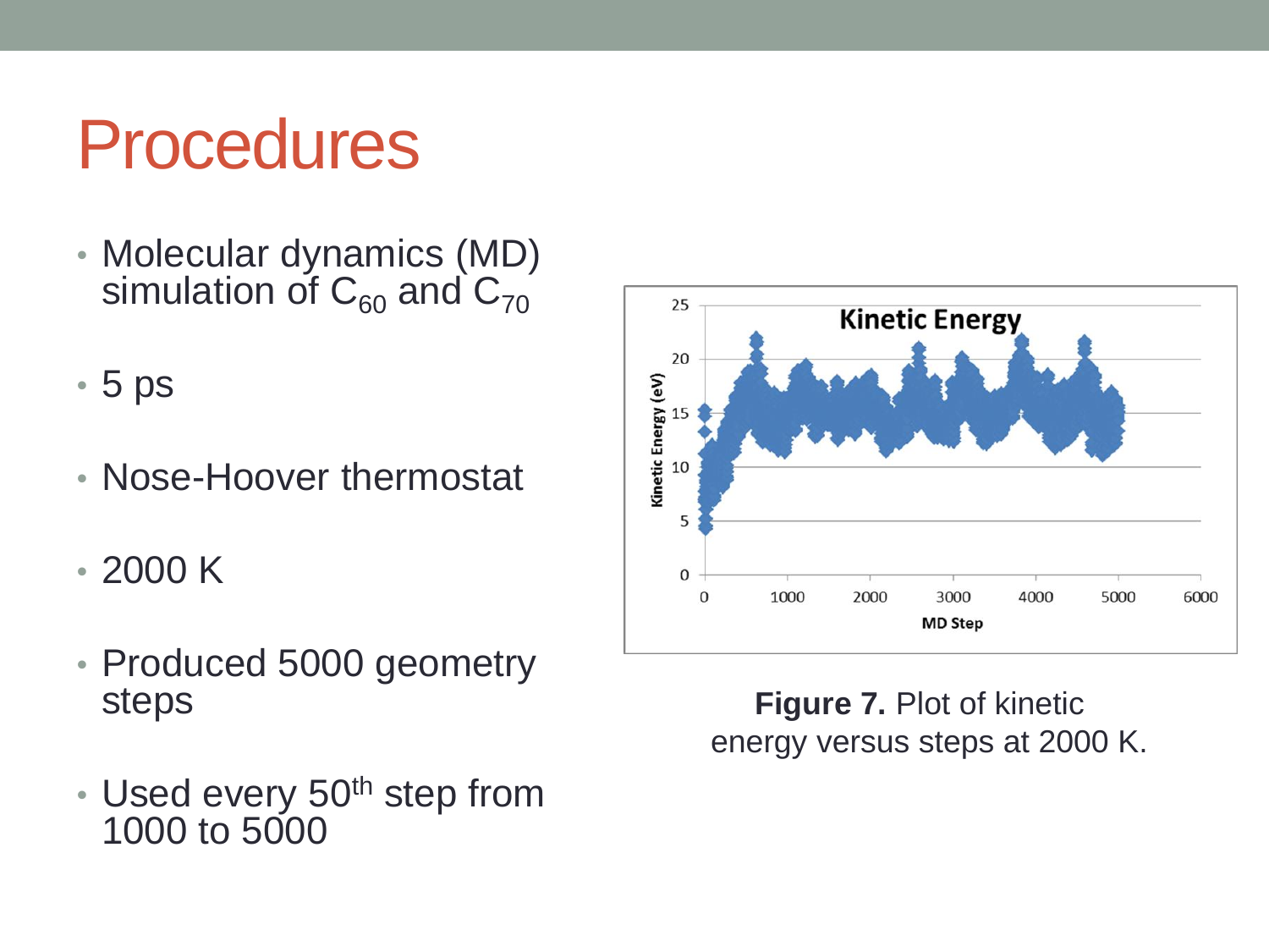# Procedures

- Molecular dynamics (MD) simulation of $C_{60}$ and $C_{70}$
- 5 ps
- Nose-Hoover thermostat
- 2000 K
- Produced 5000 geometry steps
- Used every 50th step from 1000 to 5000

**Figure 7.** Plot of kinetic energy versus steps at 2000 K.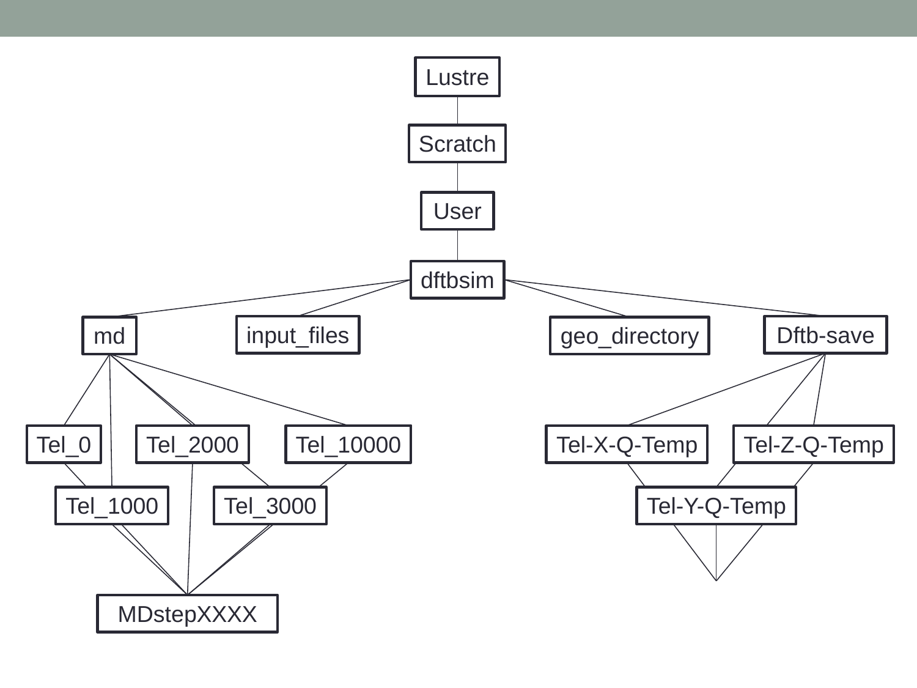- Lustre
  - Scratch
    - User
      - dftbsim
        - md
          - Tel_0
          - Tel_1000
          - Tel_2000
          - Tel_3000
          - Tel_10000
            - MDstepXXXX
        - input_files
        - geo_directory
        - Dftb-save
          - Tel-X-Q-Temp
          - Tel-Y-Q-Temp
          - Tel-Z-Q-Temp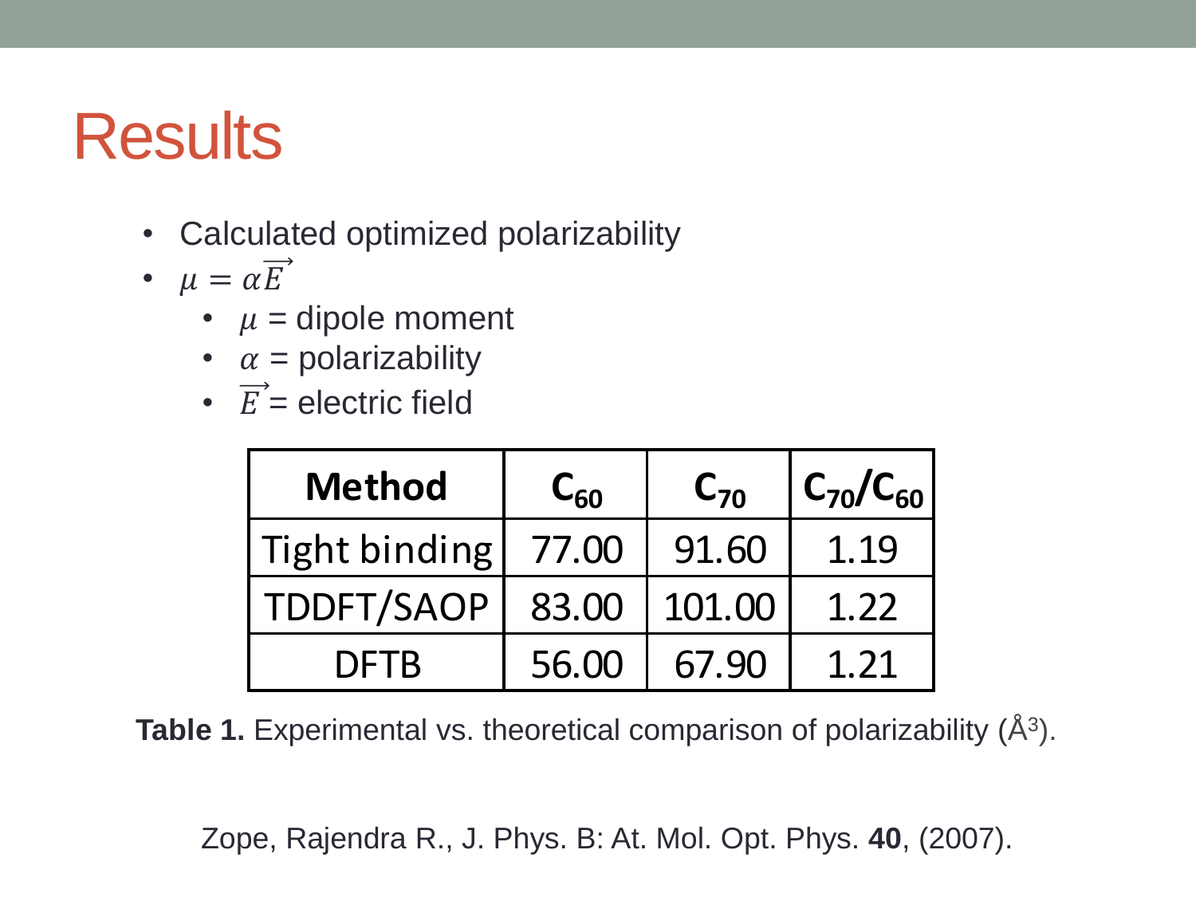# Results

- Calculated optimized polarizability
- $\mu = \alpha \vec{E}$
  - $\mu$ = dipole moment
  - $\alpha$ = polarizability
  - $\vec{E}$ = electric field

| **Method** | **$C_{60}$** | **$C_{70}$** | **$C_{70}/C_{60}$** |
|---|---|---|---|
| Tight binding | 77.00 | 91.60 | 1.19 |
| TDDFT/SAOP | 83.00 | 101.00 | 1.22 |
| DFTB | 56.00 | 67.90 | 1.21 |

**Table 1.** Experimental vs. theoretical comparison of polarizability (Å$^3$).

Zope, Rajendra R., J. Phys. B: At. Mol. Opt. Phys. **40**, (2007).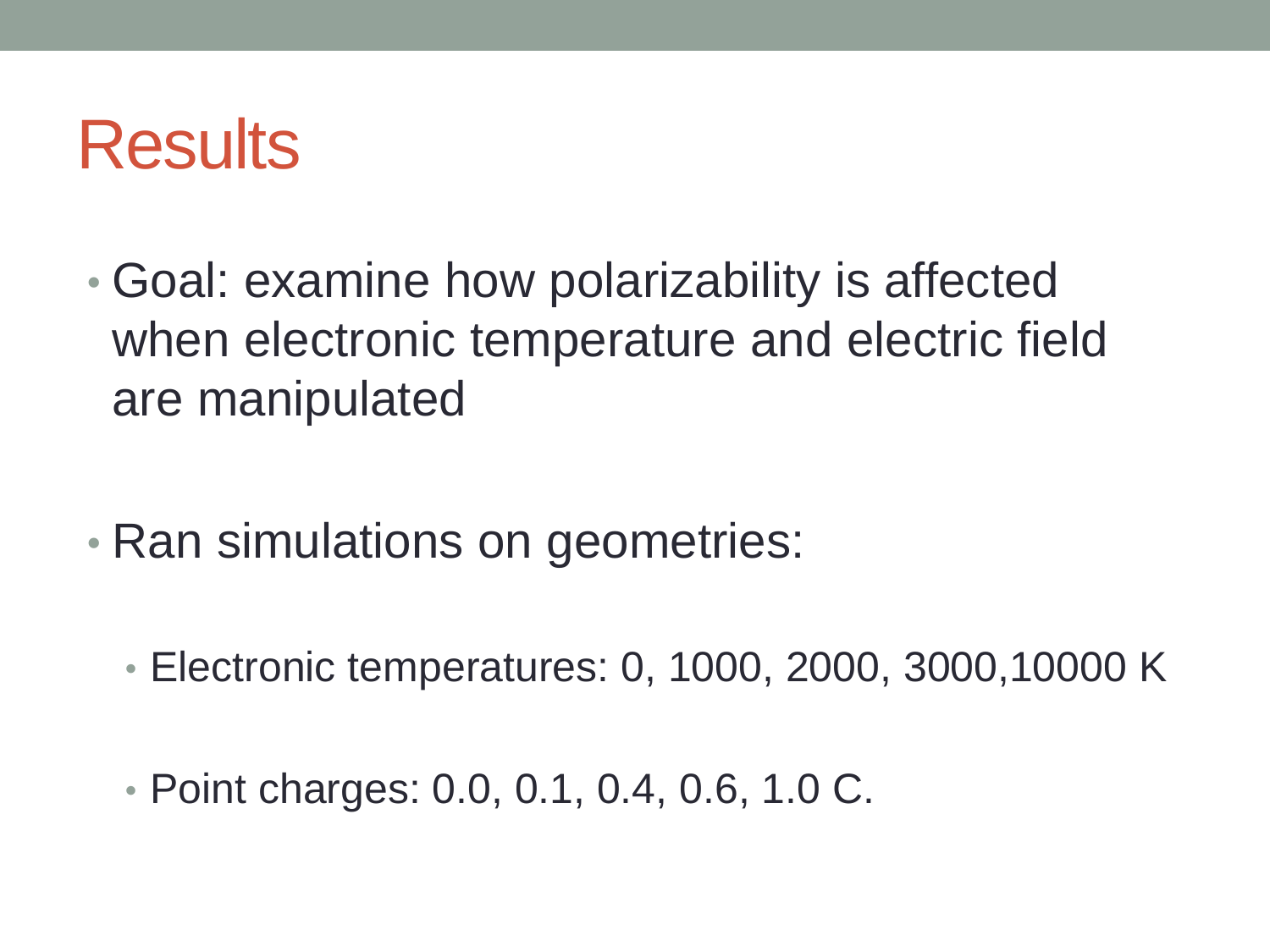# Results

- Goal: examine how polarizability is affected when electronic temperature and electric field are manipulated

- Ran simulations on geometries:
  - Electronic temperatures: 0, 1000, 2000, 3000,10000 K
  - Point charges: 0.0, 0.1, 0.4, 0.6, 1.0 C.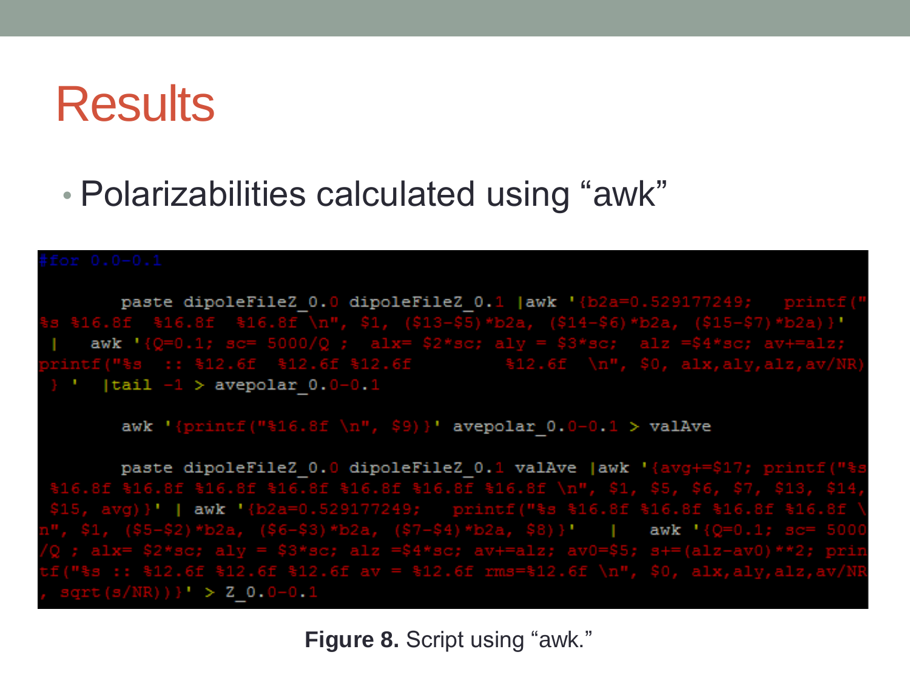# Results

- Polarizabilities calculated using “awk”

```
#for 0.0-0.1

      paste dipoleFileZ_0.0 dipoleFileZ_0.1 |awk '{b2a=0.529177249;   printf("%s %16.8f  %16.8f  %16.8f \n", $1, ($13-$5)*b2a, ($14-$6)*b2a, ($15-$7)*b2a)}'
 |   awk '{Q=0.1; sc= 5000/Q ;  alx= $2*sc; aly = $3*sc;  alz =$4*sc; av+=alz;
printf("%s  :: %12.6f  %12.6f %12.6f          %12.6f  \n", $0, alx,aly,alz,av/NR)
 } '  |tail -1 > avepolar_0.0-0.1

      awk '{printf("%16.8f \n", $9)}' avepolar_0.0-0.1 > valAve

      paste dipoleFileZ_0.0 dipoleFileZ_0.1 valAve |awk '{avg+=$17; printf("%s
 %16.8f %16.8f %16.8f %16.8f %16.8f %16.8f %16.8f \n", $1, $5, $6, $7, $13, $14,
 $15, avg)}' | awk '{b2a=0.529177249;   printf("%s %16.8f %16.8f %16.8f %16.8f \
n", $1, ($5-$2)*b2a, ($6-$3)*b2a, ($7-$4)*b2a, $8)}'   |   awk '{Q=0.1; sc= 5000
/Q ; alx= $2*sc; aly = $3*sc; alz =$4*sc; av+=alz; av0=$5; s+=(alz-av0)**2; prin
tf("%s :: %12.6f %12.6f %12.6f av = %12.6f rms=%12.6f \n", $0, alx,aly,alz,av/NR
, sqrt(s/NR))}' > Z_0.0-0.1
```

**Figure 8.** Script using “awk.”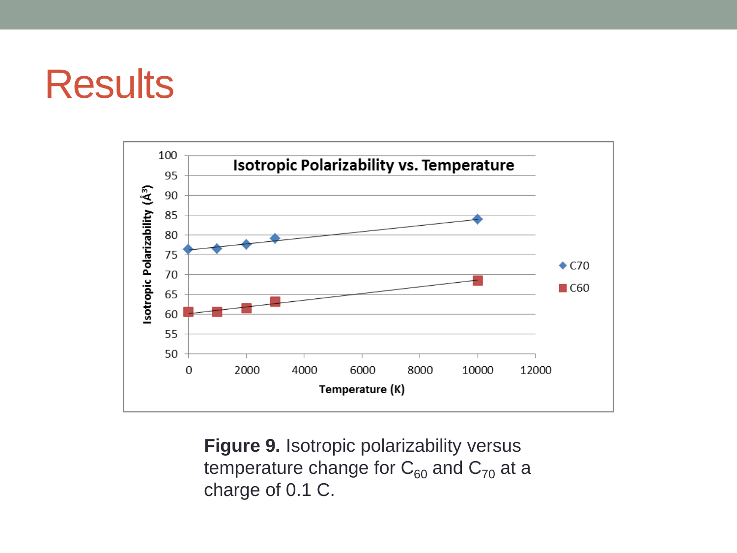# Results

**Figure 9.** Isotropic polarizability versus temperature change for $C_{60}$ and $C_{70}$ at a charge of 0.1 C.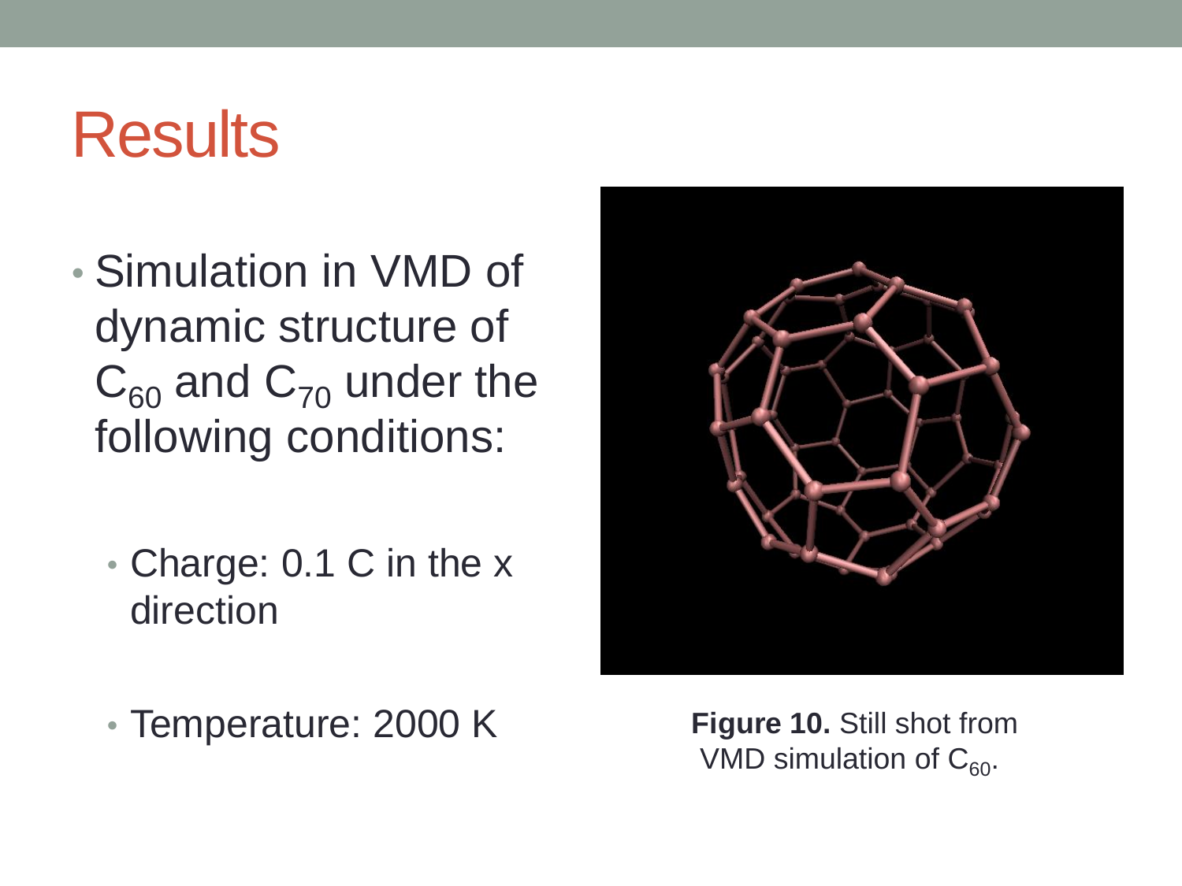# Results

- Simulation in VMD of dynamic structure of $C_{60}$ and $C_{70}$ under the following conditions:
  - Charge: 0.1 C in the x direction
  - Temperature: 2000 K

**Figure 10.** Still shot from VMD simulation of $C_{60}$.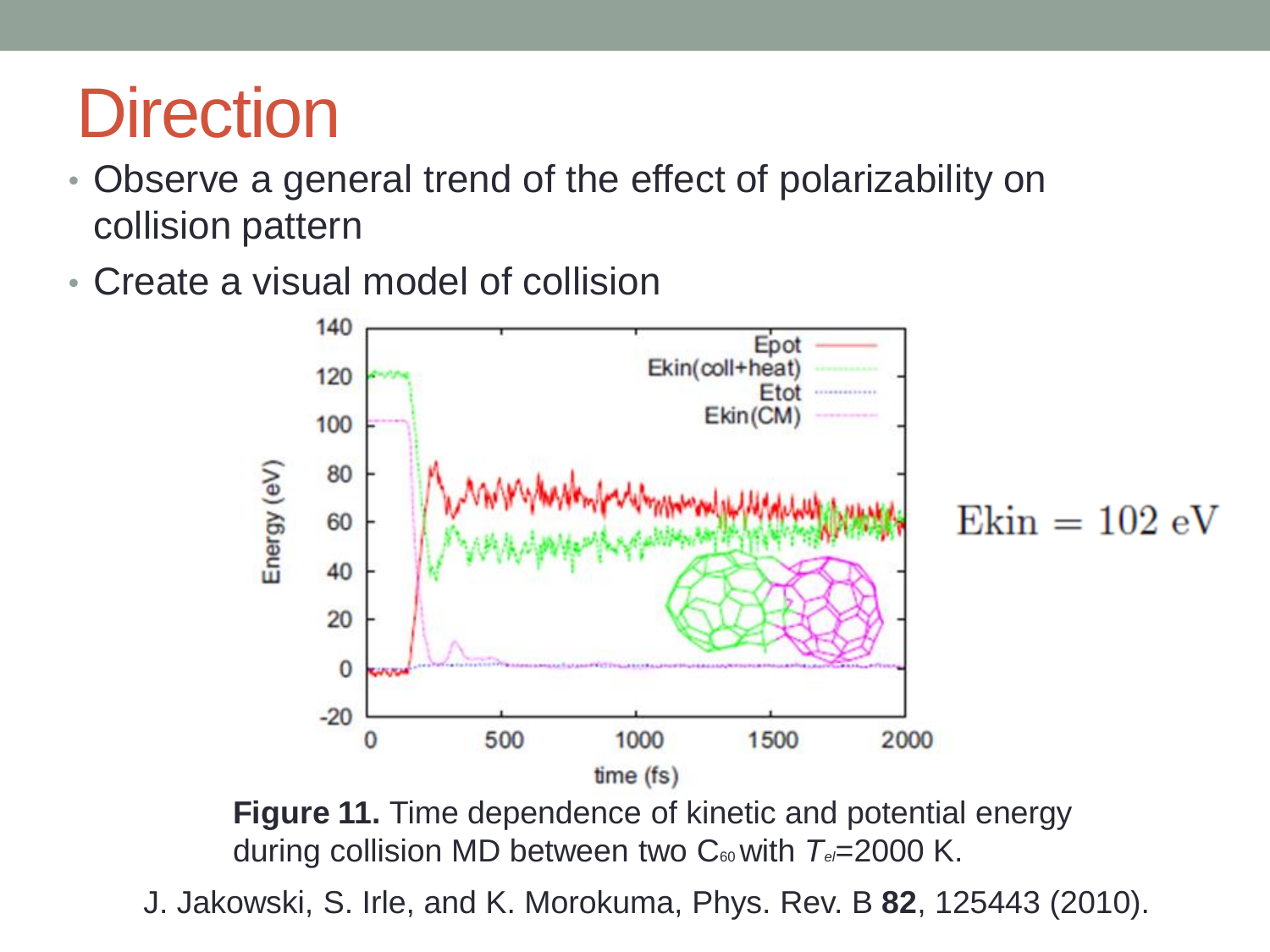# Direction

- Observe a general trend of the effect of polarizability on collision pattern
- Create a visual model of collision

$$\mathrm{Ekin} = 102\ \mathrm{eV}$$

**Figure 11.** Time dependence of kinetic and potential energy during collision MD between two $C_{60}$ with $T_{el}$=2000 K.

J. Jakowski, S. Irle, and K. Morokuma, Phys. Rev. B **82**, 125443 (2010).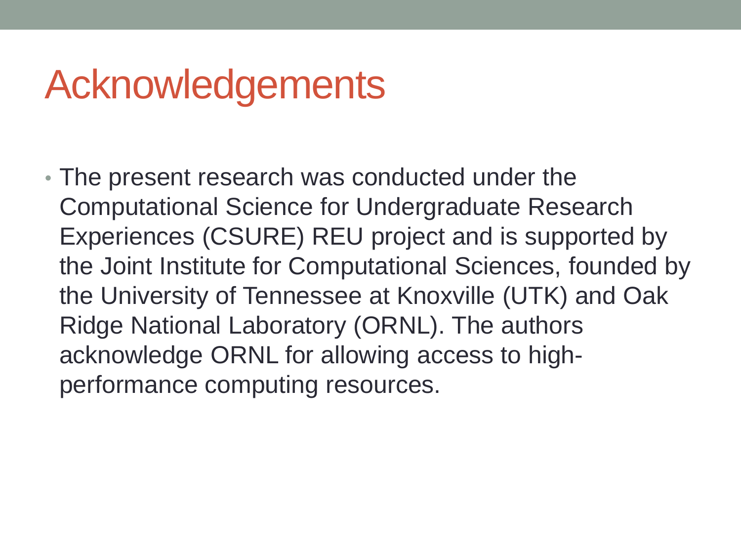# Acknowledgements

- The present research was conducted under the Computational Science for Undergraduate Research Experiences (CSURE) REU project and is supported by the Joint Institute for Computational Sciences, founded by the University of Tennessee at Knoxville (UTK) and Oak Ridge National Laboratory (ORNL). The authors acknowledge ORNL for allowing access to high-performance computing resources.